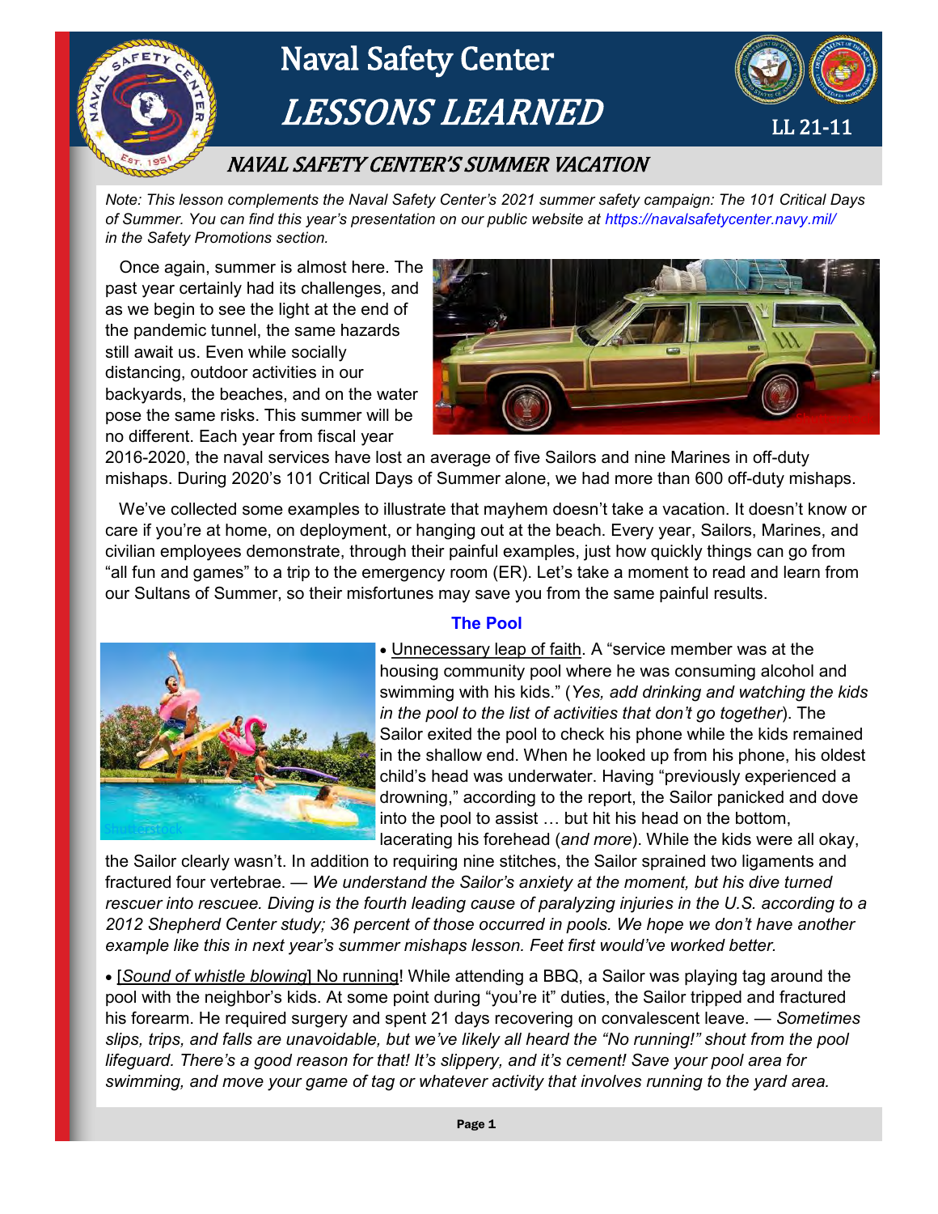# Naval Safety Center LESSONS LEARNED

LL 21-11

## NAVAL SAFETY CENTER'S SUMMER VACATION

*Note: This lesson complements the Naval Safety Center's 2021 summer safety campaign: The 101 Critical Days of Summer. You can find this year's presentation on our public website at https://navalsafetycenter.navy.mil/ in the Safety Promotions section.*

Once again, summer is almost here. The past year certainly had its challenges, and as we begin to see the light at the end of the pandemic tunnel, the same hazards still await us. Even while socially distancing, outdoor activities in our backyards, the beaches, and on the water pose the same risks. This summer will be no different. Each year from fiscal year 2016-2020, the naval services have lost an average of five Sailors and nine Marines in off-duty mishaps. During 2020's 101 Critical Days of Summer alone, we had more than 600 off-duty mishaps.

We've collected some examples to illustrate that mayhem doesn't take a vacation. It doesn't know or care if you're at home, on deployment, or hanging out at the beach. Every year, Sailors, Marines, and civilian employees demonstrate, through their painful examples, just how quickly things can go from "all fun and games" to a trip to the emergency room (ER). Let's take a moment to read and learn from our Sultans of Summer, so their misfortunes may save you from the same painful results.

### The Pool

- Unnecessary leap of faith. A "service member was at the housing community pool where he was consuming alcohol and swimming with his kids." (*Yes, add drinking and watching the kids in the pool to the list of activities that don't go together*). The Sailor exited the pool to check his phone while the kids remained in the shallow end. When he looked up from his phone, his oldest child's head was underwater. Having "previously experienced a drowning," according to the report, the Sailor panicked and dove into the pool to assist … but hit his head on the bottom, lacerating his forehead (*and more*). While the kids were all okay, the Sailor clearly wasn't. In addition to requiring nine stitches, the Sailor sprained two ligaments and fractured four vertebrae. — *We understand the Sailor's anxiety at the moment, but his dive turned rescuer into rescuee. Diving is the fourth leading cause of paralyzing injuries in the U.S. according to a 2012 Shepherd Center study; 36 percent of those occurred in pools. We hope we don't have another example like this in next year's summer mishaps lesson. Feet first would've worked better.*

- [*Sound of whistle blowing*] No running! While attending a BBQ, a Sailor was playing tag around the pool with the neighbor's kids. At some point during "you're it" duties, the Sailor tripped and fractured his forearm. He required surgery and spent 21 days recovering on convalescent leave. — *Sometimes slips, trips, and falls are unavoidable, but we've likely all heard the "No running!" shout from the pool lifeguard. There's a good reason for that! It's slippery, and it's cement! Save your pool area for swimming, and move your game of tag or whatever activity that involves running to the yard area.*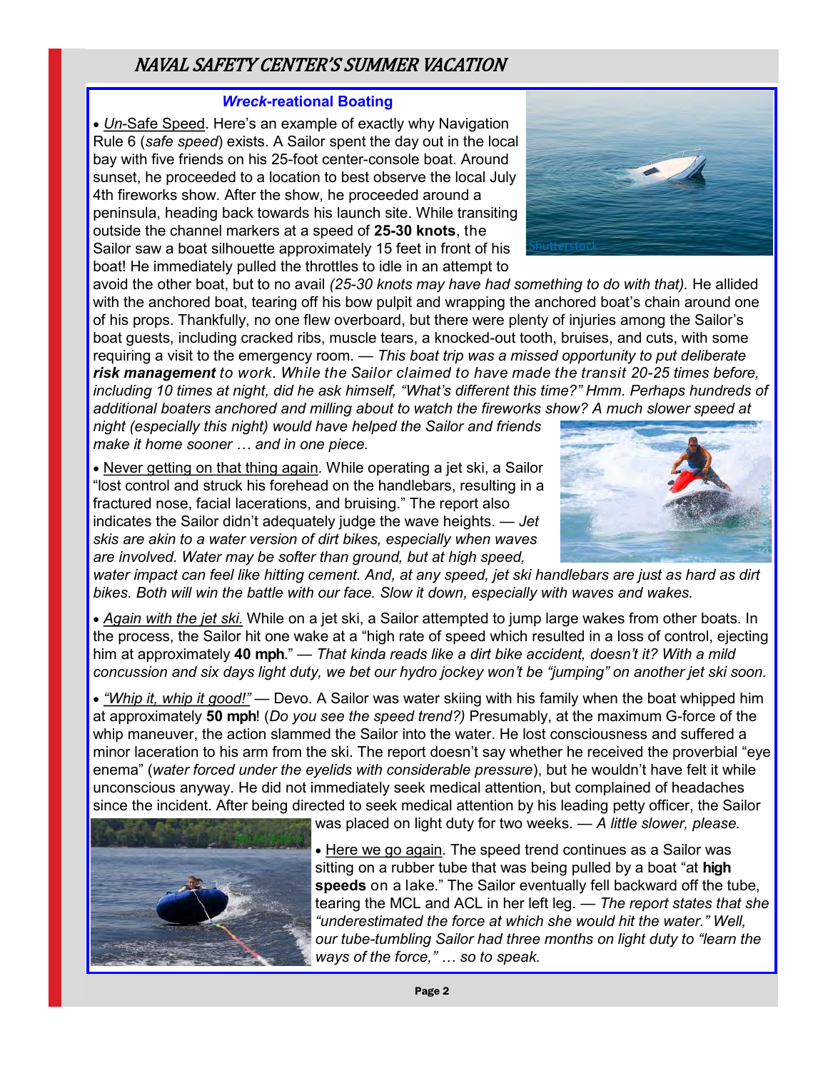## NAVAL SAFETY CENTER'S SUMMER VACATION

### *Wreck*-reational Boating

• *Un*-Safe Speed. Here's an example of exactly why Navigation Rule 6 (*safe speed*) exists. A Sailor spent the day out in the local bay with five friends on his 25-foot center-console boat. Around sunset, he proceeded to a location to best observe the local July 4th fireworks show. After the show, he proceeded around a peninsula, heading back towards his launch site. While transiting outside the channel markers at a speed of **25-30 knots**, the Sailor saw a boat silhouette approximately 15 feet in front of his boat! He immediately pulled the throttles to idle in an attempt to avoid the other boat, but to no avail *(25-30 knots may have had something to do with that).* He allided with the anchored boat, tearing off his bow pulpit and wrapping the anchored boat's chain around one of his props. Thankfully, no one flew overboard, but there were plenty of injuries among the Sailor's boat guests, including cracked ribs, muscle tears, a knocked-out tooth, bruises, and cuts, with some requiring a visit to the emergency room. — *This boat trip was a missed opportunity to put deliberate **risk management** to work. While the Sailor claimed to have made the transit 20-25 times before, including 10 times at night, did he ask himself, "What's different this time?" Hmm. Perhaps hundreds of additional boaters anchored and milling about to watch the fireworks show? A much slower speed at night (especially this night) would have helped the Sailor and friends make it home sooner … and in one piece.*

• Never getting on that thing again. While operating a jet ski, a Sailor "lost control and struck his forehead on the handlebars, resulting in a fractured nose, facial lacerations, and bruising." The report also indicates the Sailor didn't adequately judge the wave heights. — *Jet skis are akin to a water version of dirt bikes, especially when waves are involved. Water may be softer than ground, but at high speed, water impact can feel like hitting cement. And, at any speed, jet ski handlebars are just as hard as dirt bikes. Both will win the battle with our face. Slow it down, especially with waves and wakes.*

• *Again with the jet ski.* While on a jet ski, a Sailor attempted to jump large wakes from other boats. In the process, the Sailor hit one wake at a "high rate of speed which resulted in a loss of control, ejecting him at approximately **40 mph**." — *That kinda reads like a dirt bike accident, doesn't it? With a mild concussion and six days light duty, we bet our hydro jockey won't be "jumping" on another jet ski soon.*

• *"Whip it, whip it good!"* — Devo. A Sailor was water skiing with his family when the boat whipped him at approximately **50 mph**! (*Do you see the speed trend?)* Presumably, at the maximum G-force of the whip maneuver, the action slammed the Sailor into the water. He lost consciousness and suffered a minor laceration to his arm from the ski. The report doesn't say whether he received the proverbial "eye enema" (*water forced under the eyelids with considerable pressure*), but he wouldn't have felt it while unconscious anyway. He did not immediately seek medical attention, but complained of headaches since the incident. After being directed to seek medical attention by his leading petty officer, the Sailor was placed on light duty for two weeks. — *A little slower, please.*

• Here we go again. The speed trend continues as a Sailor was sitting on a rubber tube that was being pulled by a boat "at **high speeds** on a lake." The Sailor eventually fell backward off the tube, tearing the MCL and ACL in her left leg. — *The report states that she "underestimated the force at which she would hit the water." Well, our tube-tumbling Sailor had three months on light duty to "learn the ways of the force," … so to speak.*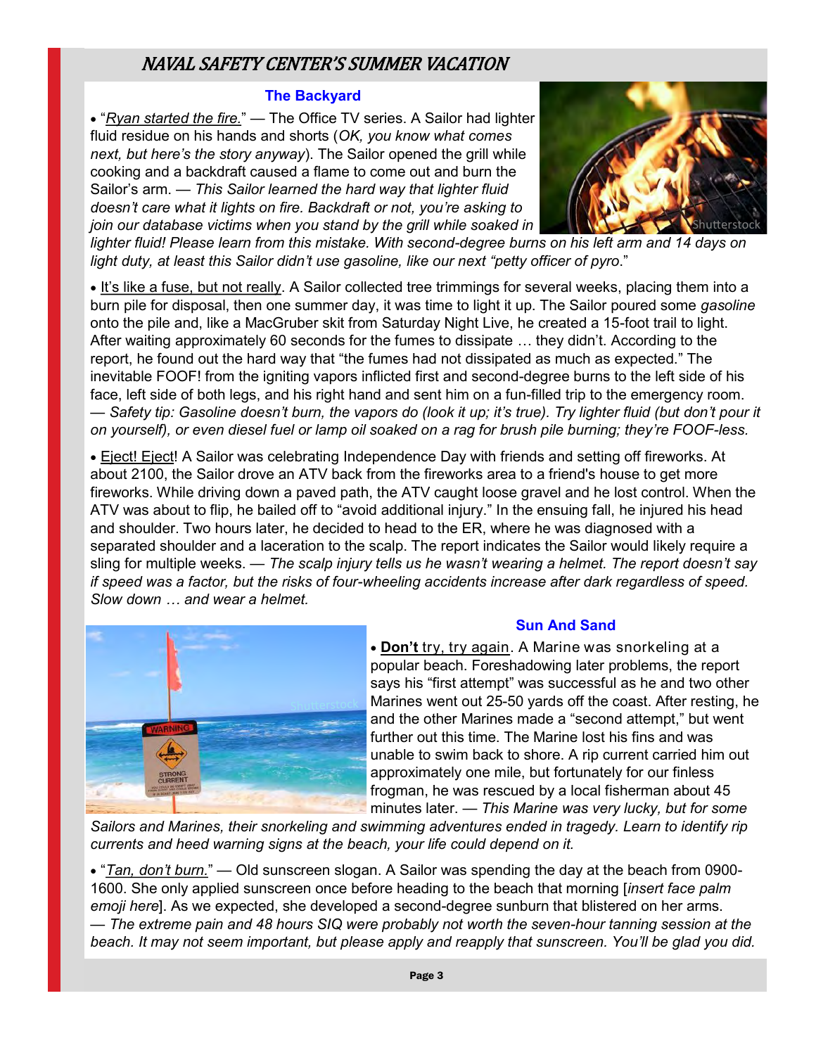# *NAVAL SAFETY CENTER'S SUMMER VACATION*

## The Backyard

- "*Ryan started the fire.*" — The Office TV series. A Sailor had lighter fluid residue on his hands and shorts (*OK, you know what comes next, but here's the story anyway*). The Sailor opened the grill while cooking and a backdraft caused a flame to come out and burn the Sailor's arm. — *This Sailor learned the hard way that lighter fluid doesn't care what it lights on fire. Backdraft or not, you're asking to join our database victims when you stand by the grill while soaked in lighter fluid! Please learn from this mistake. With second-degree burns on his left arm and 14 days on light duty, at least this Sailor didn't use gasoline, like our next "petty officer of pyro.*"

- It's like a fuse, but not really. A Sailor collected tree trimmings for several weeks, placing them into a burn pile for disposal, then one summer day, it was time to light it up. The Sailor poured some *gasoline* onto the pile and, like a MacGruber skit from Saturday Night Live, he created a 15-foot trail to light. After waiting approximately 60 seconds for the fumes to dissipate … they didn't. According to the report, he found out the hard way that "the fumes had not dissipated as much as expected." The inevitable FOOF! from the igniting vapors inflicted first and second-degree burns to the left side of his face, left side of both legs, and his right hand and sent him on a fun-filled trip to the emergency room. — *Safety tip: Gasoline doesn't burn, the vapors do (look it up; it's true). Try lighter fluid (but don't pour it on yourself), or even diesel fuel or lamp oil soaked on a rag for brush pile burning; they're FOOF-less.*

- Eject! Eject! A Sailor was celebrating Independence Day with friends and setting off fireworks. At about 2100, the Sailor drove an ATV back from the fireworks area to a friend's house to get more fireworks. While driving down a paved path, the ATV caught loose gravel and he lost control. When the ATV was about to flip, he bailed off to "avoid additional injury." In the ensuing fall, he injured his head and shoulder. Two hours later, he decided to head to the ER, where he was diagnosed with a separated shoulder and a laceration to the scalp. The report indicates the Sailor would likely require a sling for multiple weeks. — *The scalp injury tells us he wasn't wearing a helmet. The report doesn't say if speed was a factor, but the risks of four-wheeling accidents increase after dark regardless of speed. Slow down … and wear a helmet.*

## Sun And Sand

- **Don't** try, try again. A Marine was snorkeling at a popular beach. Foreshadowing later problems, the report says his "first attempt" was successful as he and two other Marines went out 25-50 yards off the coast. After resting, he and the other Marines made a "second attempt," but went further out this time. The Marine lost his fins and was unable to swim back to shore. A rip current carried him out approximately one mile, but fortunately for our finless frogman, he was rescued by a local fisherman about 45 minutes later. — *This Marine was very lucky, but for some Sailors and Marines, their snorkeling and swimming adventures ended in tragedy. Learn to identify rip currents and heed warning signs at the beach, your life could depend on it.*

- "*Tan, don't burn.*" — Old sunscreen slogan. A Sailor was spending the day at the beach from 0900-1600. She only applied sunscreen once before heading to the beach that morning [*insert face palm emoji here*]. As we expected, she developed a second-degree sunburn that blistered on her arms. — *The extreme pain and 48 hours SIQ were probably not worth the seven-hour tanning session at the beach. It may not seem important, but please apply and reapply that sunscreen. You'll be glad you did.*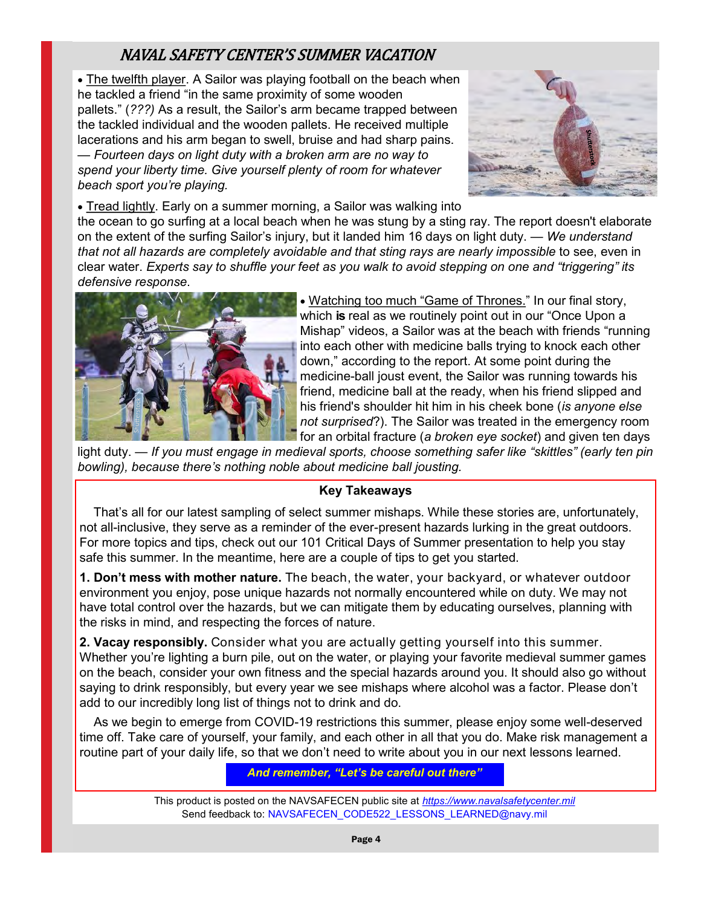## NAVAL SAFETY CENTER'S SUMMER VACATION

- The twelfth player. A Sailor was playing football on the beach when he tackled a friend "in the same proximity of some wooden pallets." (*???)* As a result, the Sailor's arm became trapped between the tackled individual and the wooden pallets. He received multiple lacerations and his arm began to swell, bruise and had sharp pains. — *Fourteen days on light duty with a broken arm are no way to spend your liberty time. Give yourself plenty of room for whatever beach sport you're playing.*

- Tread lightly. Early on a summer morning, a Sailor was walking into the ocean to go surfing at a local beach when he was stung by a sting ray. The report doesn't elaborate on the extent of the surfing Sailor's injury, but it landed him 16 days on light duty. — *We understand that not all hazards are completely avoidable and that sting rays are nearly impossible* to see, even in clear water. *Experts say to shuffle your feet as you walk to avoid stepping on one and "triggering" its defensive response*.

- Watching too much "Game of Thrones." In our final story, which **is** real as we routinely point out in our "Once Upon a Mishap" videos, a Sailor was at the beach with friends "running into each other with medicine balls trying to knock each other down," according to the report. At some point during the medicine-ball joust event, the Sailor was running towards his friend, medicine ball at the ready, when his friend slipped and his friend's shoulder hit him in his cheek bone (*is anyone else not surprised*?). The Sailor was treated in the emergency room for an orbital fracture (*a broken eye socket*) and given ten days light duty. — *If you must engage in medieval sports, choose something safer like "skittles" (early ten pin bowling), because there's nothing noble about medicine ball jousting.*

### Key Takeaways

That's all for our latest sampling of select summer mishaps. While these stories are, unfortunately, not all-inclusive, they serve as a reminder of the ever-present hazards lurking in the great outdoors. For more topics and tips, check out our 101 Critical Days of Summer presentation to help you stay safe this summer. In the meantime, here are a couple of tips to get you started.

**1. Don't mess with mother nature.** The beach, the water, your backyard, or whatever outdoor environment you enjoy, pose unique hazards not normally encountered while on duty. We may not have total control over the hazards, but we can mitigate them by educating ourselves, planning with the risks in mind, and respecting the forces of nature.

**2. Vacay responsibly.** Consider what you are actually getting yourself into this summer. Whether you're lighting a burn pile, out on the water, or playing your favorite medieval summer games on the beach, consider your own fitness and the special hazards around you. It should also go without saying to drink responsibly, but every year we see mishaps where alcohol was a factor. Please don't add to our incredibly long list of things not to drink and do.

As we begin to emerge from COVID-19 restrictions this summer, please enjoy some well-deserved time off. Take care of yourself, your family, and each other in all that you do. Make risk management a routine part of your daily life, so that we don't need to write about you in our next lessons learned.

***And remember, "Let's be careful out there"***

This product is posted on the NAVSAFECEN public site at *https://www.navalsafetycenter.mil*
Send feedback to: NAVSAFECEN_CODE522_LESSONS_LEARNED@navy.mil